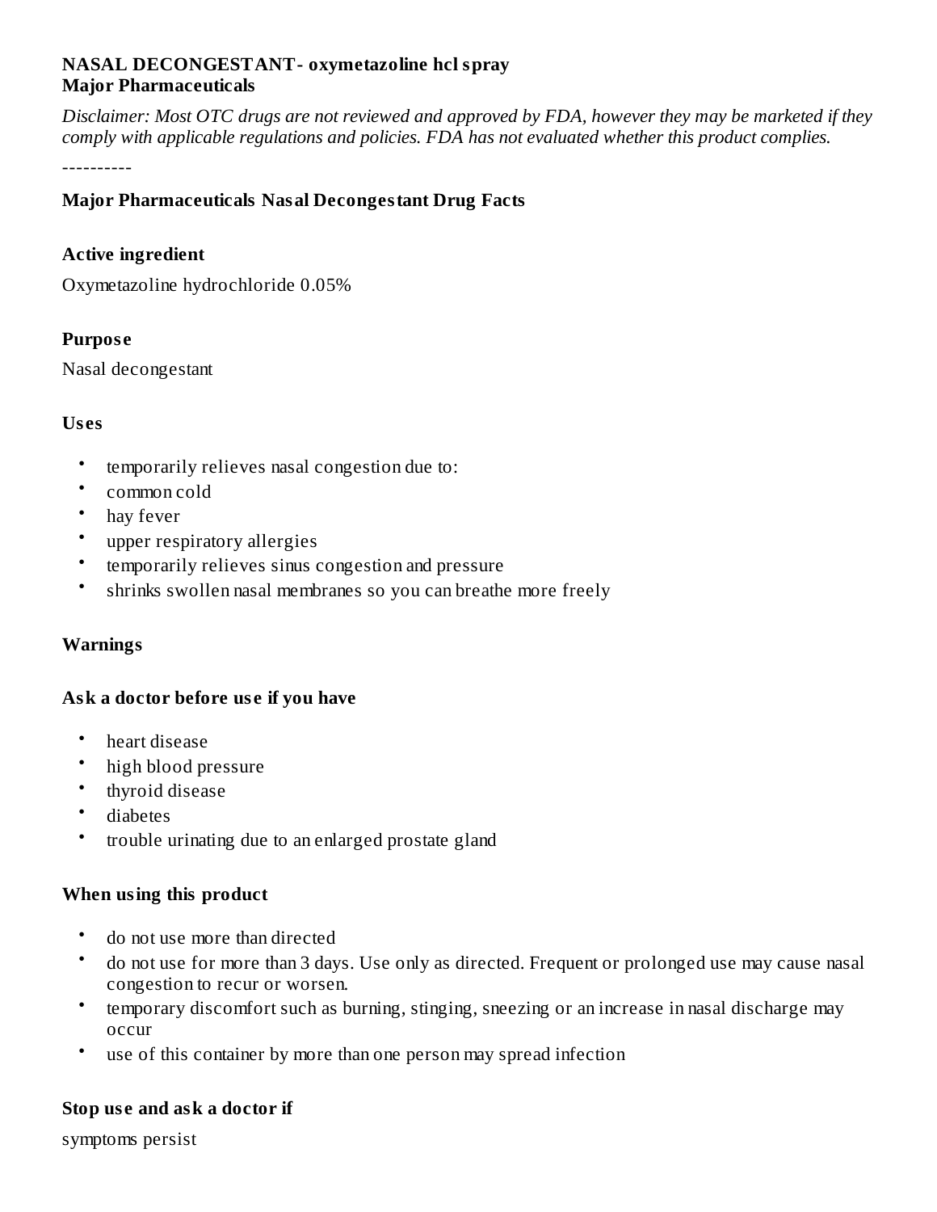**NASAL DECONGESTANT- oxymetazoline hcl spray**
**Major Pharmaceuticals**

*Disclaimer: Most OTC drugs are not reviewed and approved by FDA, however they may be marketed if they comply with applicable regulations and policies. FDA has not evaluated whether this product complies.*

----------

### Major Pharmaceuticals Nasal Decongestant Drug Facts

### Active ingredient

Oxymetazoline hydrochloride 0.05%

### Purpose

Nasal decongestant

### Uses

- temporarily relieves nasal congestion due to:
- common cold
- hay fever
- upper respiratory allergies
- temporarily relieves sinus congestion and pressure
- shrinks swollen nasal membranes so you can breathe more freely

### Warnings

### Ask a doctor before use if you have

- heart disease
- high blood pressure
- thyroid disease
- diabetes
- trouble urinating due to an enlarged prostate gland

### When using this product

- do not use more than directed
- do not use for more than 3 days. Use only as directed. Frequent or prolonged use may cause nasal congestion to recur or worsen.
- temporary discomfort such as burning, stinging, sneezing or an increase in nasal discharge may occur
- use of this container by more than one person may spread infection

### Stop use and ask a doctor if

symptoms persist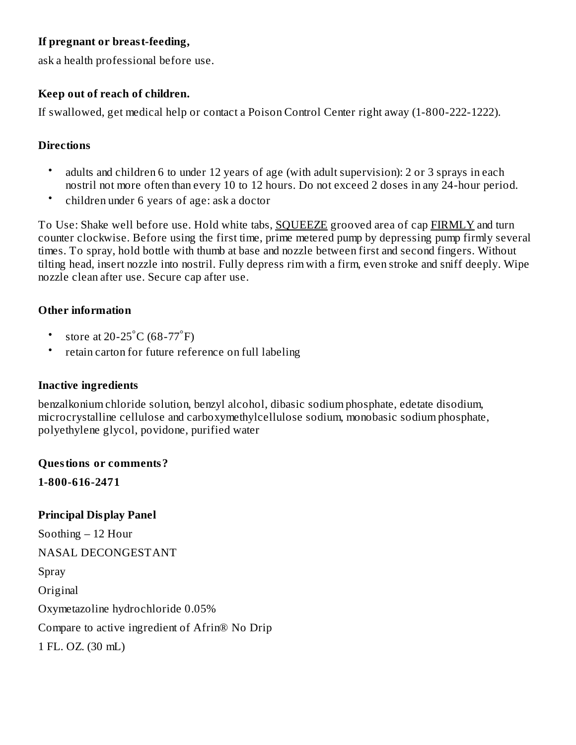**If pregnant or breast-feeding,**

ask a health professional before use.

**Keep out of reach of children.**

If swallowed, get medical help or contact a Poison Control Center right away (1-800-222-1222).

**Directions**

- adults and children 6 to under 12 years of age (with adult supervision): 2 or 3 sprays in each nostril not more often than every 10 to 12 hours. Do not exceed 2 doses in any 24-hour period.
- children under 6 years of age: ask a doctor

To Use: Shake well before use. Hold white tabs, <u>SQUEEZE</u> grooved area of cap <u>FIRMLY</u> and turn counter clockwise. Before using the first time, prime metered pump by depressing pump firmly several times. To spray, hold bottle with thumb at base and nozzle between first and second fingers. Without tilting head, insert nozzle into nostril. Fully depress rim with a firm, even stroke and sniff deeply. Wipe nozzle clean after use. Secure cap after use.

**Other information**

- store at 20-25°C (68-77°F)
- retain carton for future reference on full labeling

**Inactive ingredients**

benzalkonium chloride solution, benzyl alcohol, dibasic sodium phosphate, edetate disodium, microcrystalline cellulose and carboxymethylcellulose sodium, monobasic sodium phosphate, polyethylene glycol, povidone, purified water

**Questions or comments?**

**1-800-616-2471**

**Principal Display Panel**

Soothing – 12 Hour

NASAL DECONGESTANT

Spray

Original

Oxymetazoline hydrochloride 0.05%

Compare to active ingredient of Afrin® No Drip

1 FL. OZ. (30 mL)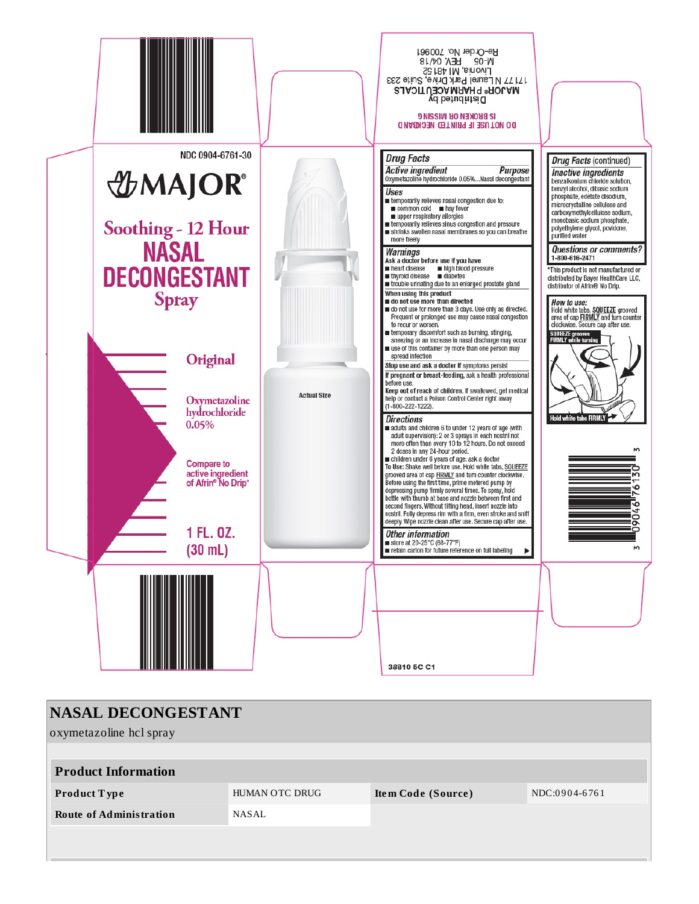NDC 0904-6761-30

# MAJOR®

## Soothing - 12 Hour NASAL DECONGESTANT Spray

**Original**

Oxymetazoline hydrochloride 0.05%

Compare to active ingredient of Afrin® No Drip*

1 FL. OZ. (30 mL)

Actual Size

DO NOT USE IF PRINTED NECKBAND IS BROKEN OR MISSING

Distributed by
MAJOR® PHARMACEUTICALS
17177 N Laurel Park Drive, Suite 233
Livonia, MI 48152
M-05 REV. 04/18
Re-Order No. 700961

## Drug Facts

**Active ingredient** — **Purpose**
Oxymetazoline hydrochloride 0.05%...Nasal decongestant

**Uses**
- temporarily relieves nasal congestion due to:
  - common cold
  - hay fever
  - upper respiratory allergies
- temporarily relieves sinus congestion and pressure
- shrinks swollen nasal membranes so you can breathe more freely

**Warnings**

**Ask a doctor before use if you have**
- heart disease
- high blood pressure
- thyroid disease
- diabetes
- trouble urinating due to an enlarged prostate gland

**When using this product**
- **do not use more than directed**
- do not use for more than 3 days. Use only as directed. Frequent or prolonged use may cause nasal congestion to recur or worsen.
- temporary discomfort such as burning, stinging, sneezing or an increase in nasal discharge may occur
- use of this container by more than one person may spread infection

**Stop use and ask a doctor if** symptoms persist

**If pregnant or breast-feeding,** ask a health professional before use.

**Keep out of reach of children.** If swallowed, get medical help or contact a Poison Control Center right away (1-800-222-1222).

**Directions**
- adults and children 6 to under 12 years of age (with adult supervision): 2 or 3 sprays in each nostril not more often than every 10 to 12 hours. Do not exceed 2 doses in any 24-hour period.
- children under 6 years of age: ask a doctor

To Use: Shake well before use. Hold white tabs, SQUEEZE grooved area of cap FIRMLY and turn counter clockwise. Before using the first time, prime metered pump by depressing pump firmly several times. To spray, hold bottle with thumb at base and nozzle between first and second fingers. Without tilting head, insert nozzle into nostril. Fully depress rim with a firm, even stroke and sniff deeply. Wipe nozzle clean after use. Secure cap after use.

**Other information**
- store at 20-25°C (68-77°F)
- retain carton for future reference on full labeling

**Drug Facts** (continued)

**Inactive ingredients**
benzalkonium chloride solution, benzyl alcohol, dibasic sodium phosphate, edetate disodium, microcrystalline cellulose and carboxymethylcellulose sodium, monobasic sodium phosphate, polyethylene glycol, povidone, purified water

**Questions or comments?**
1-800-616-2471

*This product is not manufactured or distributed by Bayer HealthCare LLC, distributor of Afrin® No Drip.

**How to use:**
Hold white tabs, **SQUEEZE** grooved area of cap **FIRMLY** and turn counter clockwise. Secure cap after use.

SQUEEZE grooves FIRMLY while turning

Hold white tabs FIRMLY

3 09046 76130 3

38810 5C C1

# NASAL DECONGESTANT

oxymetazoline hcl spray

| Product Information | | | |
|---|---|---|---|
| **Product Type** | HUMAN OTC DRUG | **Item Code (Source)** | NDC:0904-6761 |
| **Route of Administration** | NASAL | | |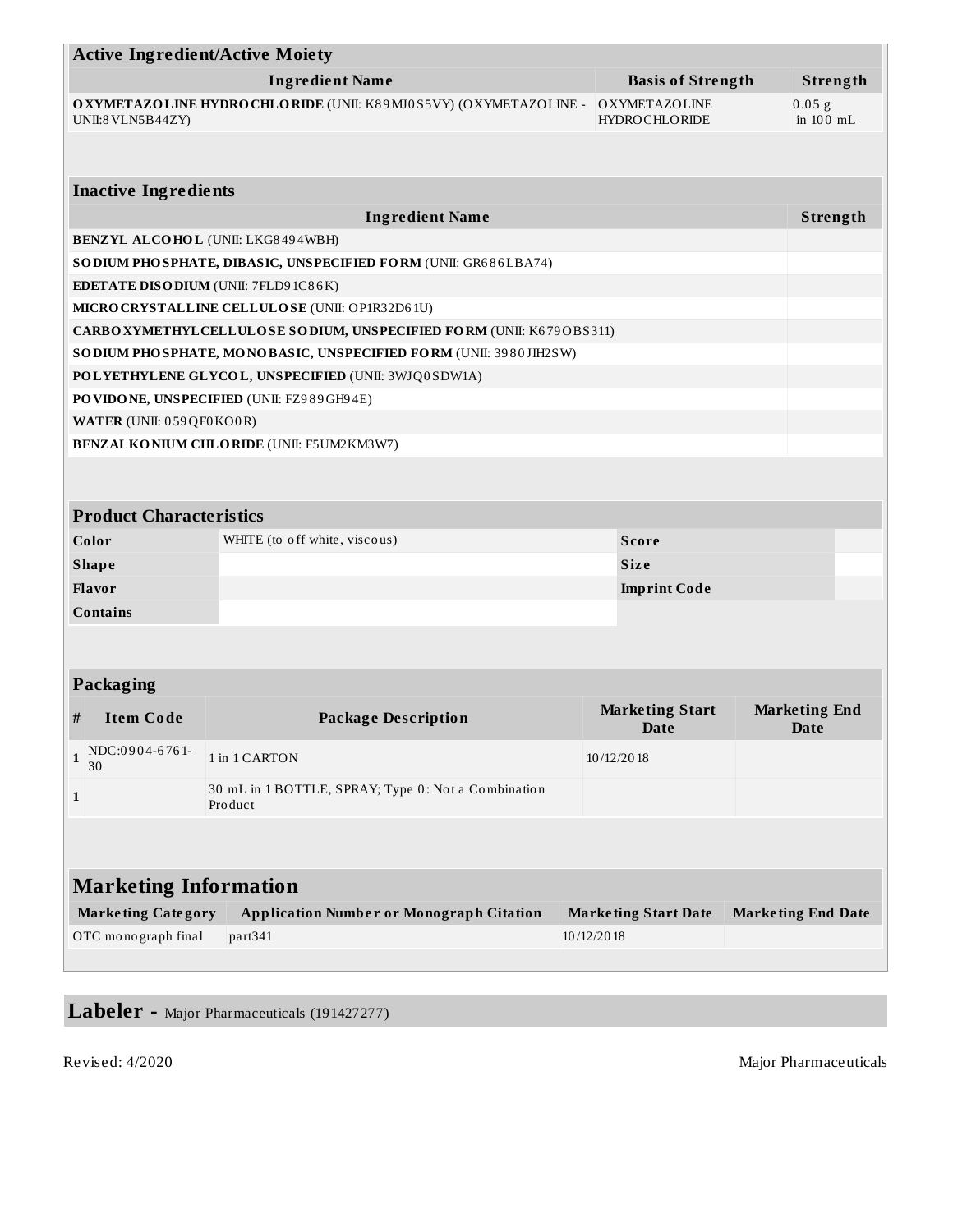| Active Ingredient/Active Moiety | | |
|---|---|---|
| **Ingredient Name** | **Basis of Strength** | **Strength** |
| **OXYMETAZOLINE HYDROCHLORIDE** (UNII: K89MJ0S5VY) (OXYMETAZOLINE - UNII:8VLN5B44ZY) | OXYMETAZOLINE HYDROCHLORIDE | 0.05 g in 100 mL |

| Inactive Ingredients | |
|---|---|
| **Ingredient Name** | **Strength** |
| **BENZYL ALCOHOL** (UNII: LKG8494WBH) | |
| **SODIUM PHOSPHATE, DIBASIC, UNSPECIFIED FORM** (UNII: GR686LBA74) | |
| **EDETATE DISODIUM** (UNII: 7FLD91C86K) | |
| **MICROCRYSTALLINE CELLULOSE** (UNII: OP1R32D61U) | |
| **CARBOXYMETHYLCELLULOSE SODIUM, UNSPECIFIED FORM** (UNII: K679OBS311) | |
| **SODIUM PHOSPHATE, MONOBASIC, UNSPECIFIED FORM** (UNII: 3980JIH2SW) | |
| **POLYETHYLENE GLYCOL, UNSPECIFIED** (UNII: 3WJQ0SDW1A) | |
| **POVIDONE, UNSPECIFIED** (UNII: FZ989GH94E) | |
| **WATER** (UNII: 059QF0KO0R) | |
| **BENZALKONIUM CHLORIDE** (UNII: F5UM2KM3W7) | |

| Product Characteristics | | | |
|---|---|---|---|
| **Color** | WHITE (to off white, viscous) | **Score** | |
| **Shape** | | **Size** | |
| **Flavor** | | **Imprint Code** | |
| **Contains** | | | |

| Packaging | | | | |
|---|---|---|---|---|
| **#** | **Item Code** | **Package Description** | **Marketing Start Date** | **Marketing End Date** |
| **1** | NDC:0904-6761-30 | 1 in 1 CARTON | 10/12/2018 | |
| **1** | | 30 mL in 1 BOTTLE, SPRAY; Type 0: Not a Combination Product | | |

| Marketing Information | | | |
|---|---|---|---|
| **Marketing Category** | **Application Number or Monograph Citation** | **Marketing Start Date** | **Marketing End Date** |
| OTC monograph final | part341 | 10/12/2018 | |

## Labeler - Major Pharmaceuticals (191427277)

Revised: 4/2020

Major Pharmaceuticals